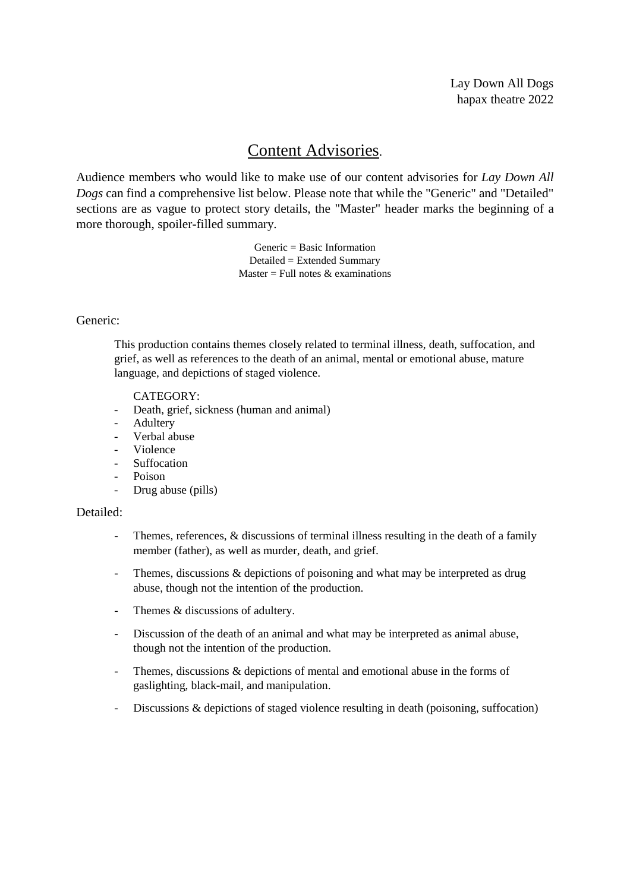Lay Down All Dogs
hapax theatre 2022

# Content Advisories.

Audience members who would like to make use of our content advisories for *Lay Down All Dogs* can find a comprehensive list below. Please note that while the "Generic" and "Detailed" sections are as vague to protect story details, the "Master" header marks the beginning of a more thorough, spoiler-filled summary.

Generic = Basic Information
Detailed = Extended Summary
Master = Full notes & examinations

## Generic:

This production contains themes closely related to terminal illness, death, suffocation, and grief, as well as references to the death of an animal, mental or emotional abuse, mature language, and depictions of staged violence.

CATEGORY:

- Death, grief, sickness (human and animal)
- Adultery
- Verbal abuse
- Violence
- Suffocation
- Poison
- Drug abuse (pills)

## Detailed:

- Themes, references, & discussions of terminal illness resulting in the death of a family member (father), as well as murder, death, and grief.
- Themes, discussions & depictions of poisoning and what may be interpreted as drug abuse, though not the intention of the production.
- Themes & discussions of adultery.
- Discussion of the death of an animal and what may be interpreted as animal abuse, though not the intention of the production.
- Themes, discussions & depictions of mental and emotional abuse in the forms of gaslighting, black-mail, and manipulation.
- Discussions & depictions of staged violence resulting in death (poisoning, suffocation)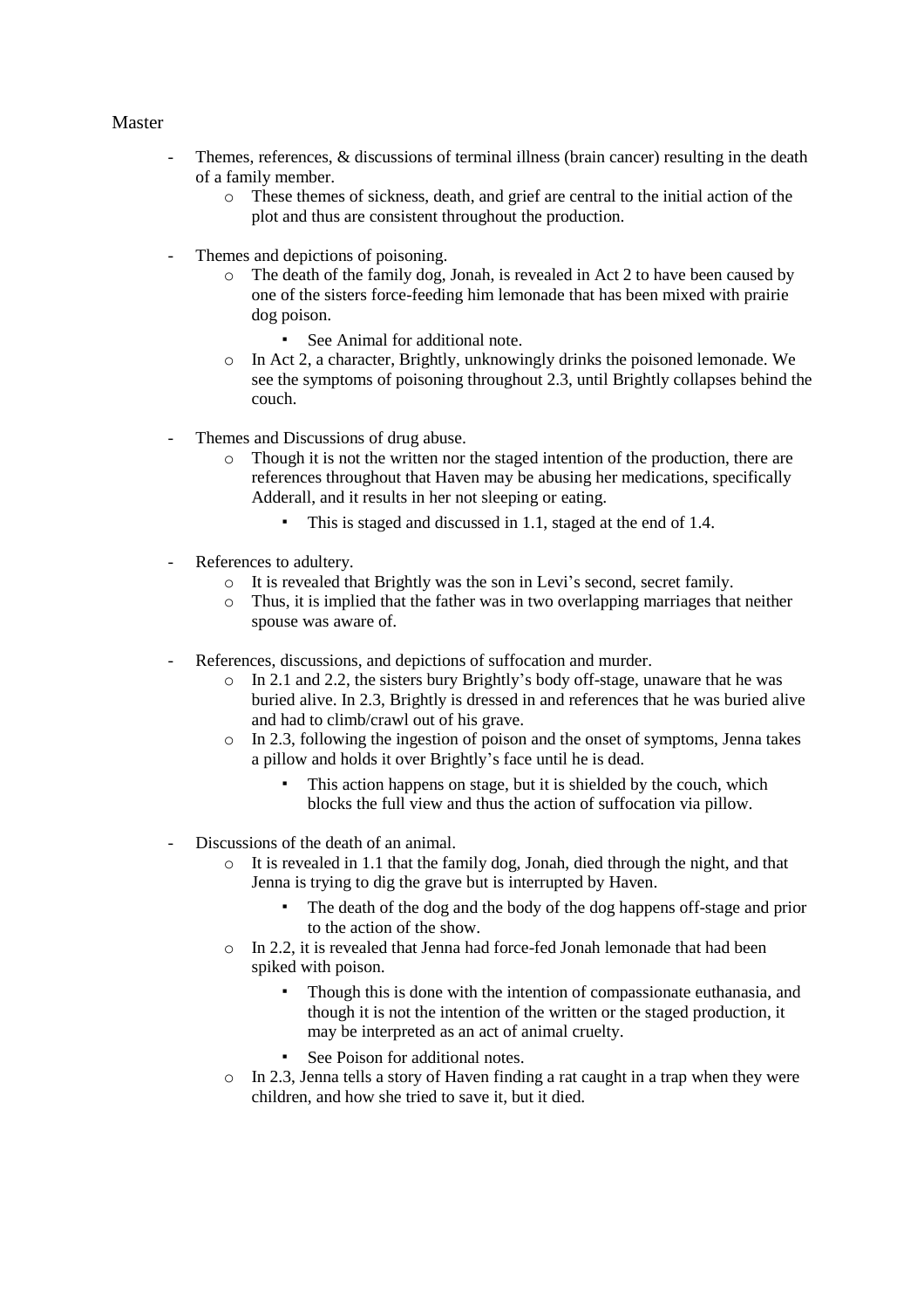Master

- Themes, references, & discussions of terminal illness (brain cancer) resulting in the death of a family member.
  - These themes of sickness, death, and grief are central to the initial action of the plot and thus are consistent throughout the production.

- Themes and depictions of poisoning.
  - The death of the family dog, Jonah, is revealed in Act 2 to have been caused by one of the sisters force-feeding him lemonade that has been mixed with prairie dog poison.
    - See Animal for additional note.
  - In Act 2, a character, Brightly, unknowingly drinks the poisoned lemonade. We see the symptoms of poisoning throughout 2.3, until Brightly collapses behind the couch.

- Themes and Discussions of drug abuse.
  - Though it is not the written nor the staged intention of the production, there are references throughout that Haven may be abusing her medications, specifically Adderall, and it results in her not sleeping or eating.
    - This is staged and discussed in 1.1, staged at the end of 1.4.

- References to adultery.
  - It is revealed that Brightly was the son in Levi's second, secret family.
  - Thus, it is implied that the father was in two overlapping marriages that neither spouse was aware of.

- References, discussions, and depictions of suffocation and murder.
  - In 2.1 and 2.2, the sisters bury Brightly's body off-stage, unaware that he was buried alive. In 2.3, Brightly is dressed in and references that he was buried alive and had to climb/crawl out of his grave.
  - In 2.3, following the ingestion of poison and the onset of symptoms, Jenna takes a pillow and holds it over Brightly's face until he is dead.
    - This action happens on stage, but it is shielded by the couch, which blocks the full view and thus the action of suffocation via pillow.

- Discussions of the death of an animal.
  - It is revealed in 1.1 that the family dog, Jonah, died through the night, and that Jenna is trying to dig the grave but is interrupted by Haven.
    - The death of the dog and the body of the dog happens off-stage and prior to the action of the show.
  - In 2.2, it is revealed that Jenna had force-fed Jonah lemonade that had been spiked with poison.
    - Though this is done with the intention of compassionate euthanasia, and though it is not the intention of the written or the staged production, it may be interpreted as an act of animal cruelty.
    - See Poison for additional notes.
  - In 2.3, Jenna tells a story of Haven finding a rat caught in a trap when they were children, and how she tried to save it, but it died.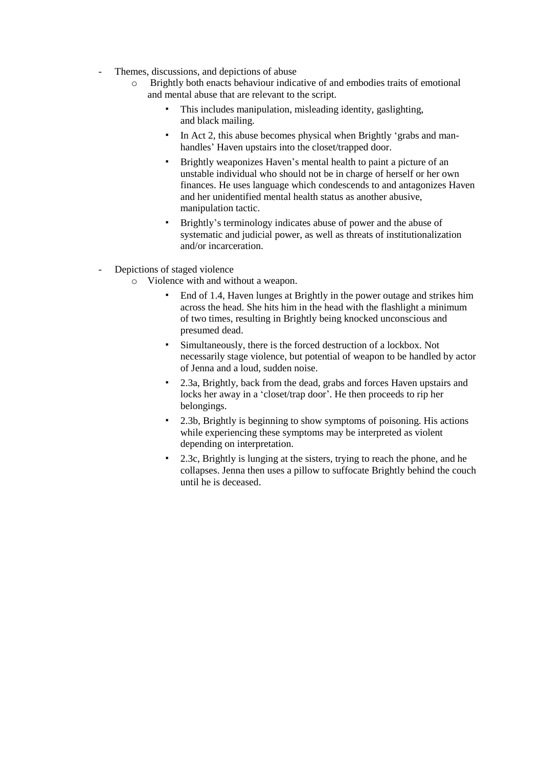- Themes, discussions, and depictions of abuse
  - Brightly both enacts behaviour indicative of and embodies traits of emotional and mental abuse that are relevant to the script.
    - This includes manipulation, misleading identity, gaslighting, and black mailing.
    - In Act 2, this abuse becomes physical when Brightly 'grabs and man-handles' Haven upstairs into the closet/trapped door.
    - Brightly weaponizes Haven's mental health to paint a picture of an unstable individual who should not be in charge of herself or her own finances. He uses language which condescends to and antagonizes Haven and her unidentified mental health status as another abusive, manipulation tactic.
    - Brightly's terminology indicates abuse of power and the abuse of systematic and judicial power, as well as threats of institutionalization and/or incarceration.
- Depictions of staged violence
  - Violence with and without a weapon.
    - End of 1.4, Haven lunges at Brightly in the power outage and strikes him across the head. She hits him in the head with the flashlight a minimum of two times, resulting in Brightly being knocked unconscious and presumed dead.
    - Simultaneously, there is the forced destruction of a lockbox. Not necessarily stage violence, but potential of weapon to be handled by actor of Jenna and a loud, sudden noise.
    - 2.3a, Brightly, back from the dead, grabs and forces Haven upstairs and locks her away in a 'closet/trap door'. He then proceeds to rip her belongings.
    - 2.3b, Brightly is beginning to show symptoms of poisoning. His actions while experiencing these symptoms may be interpreted as violent depending on interpretation.
    - 2.3c, Brightly is lunging at the sisters, trying to reach the phone, and he collapses. Jenna then uses a pillow to suffocate Brightly behind the couch until he is deceased.